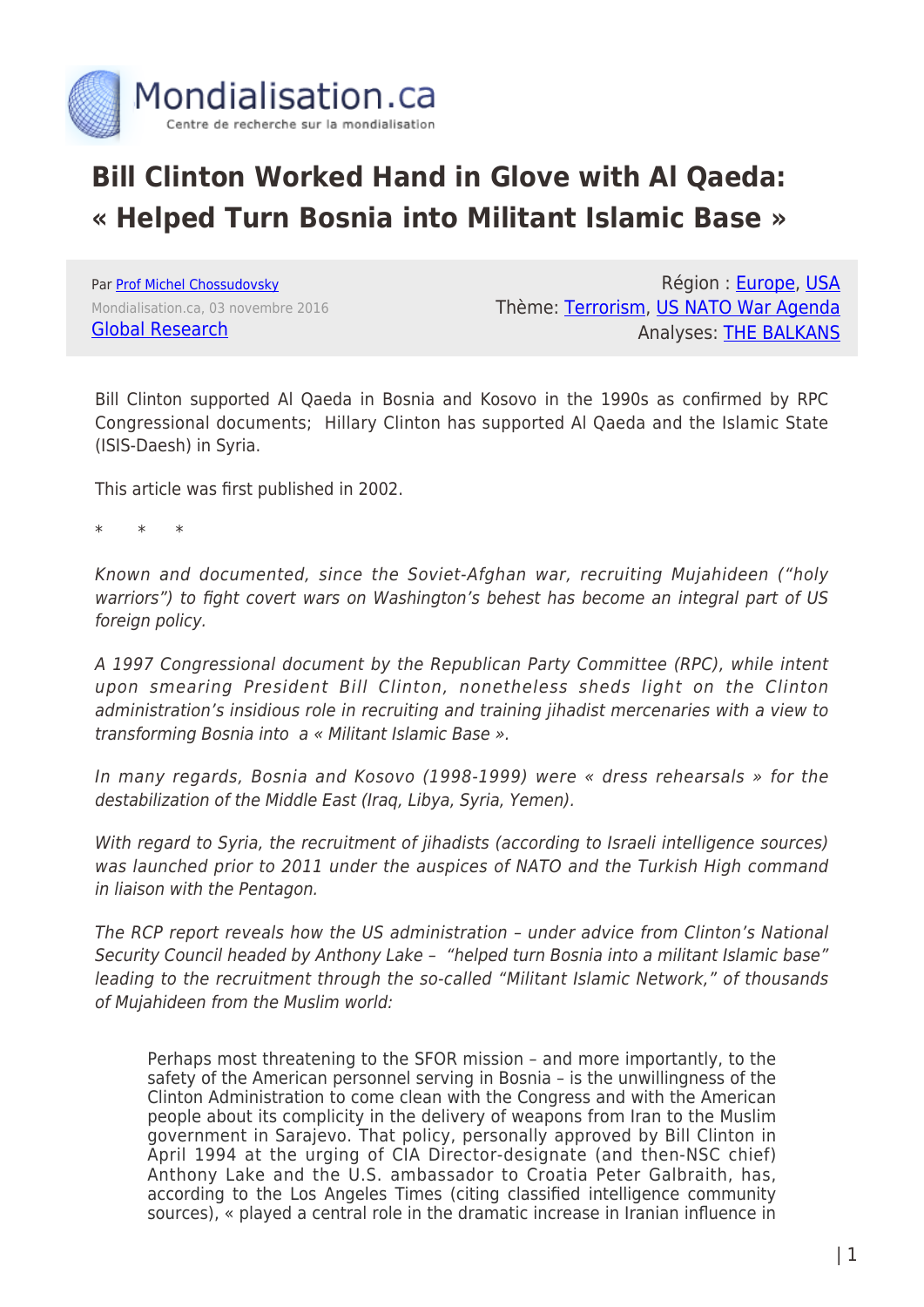# Bill Clinton Worked Hand in Glove with Al Qaeda: « Helped Turn Bosnia into Militant Islamic Base »

Par Prof Michel Chossudovsky
Mondialisation.ca, 03 novembre 2016
Global Research

Région : Europe, USA
Thème: Terrorism, US NATO War Agenda
Analyses: THE BALKANS

Bill Clinton supported Al Qaeda in Bosnia and Kosovo in the 1990s as confirmed by RPC Congressional documents; Hillary Clinton has supported Al Qaeda and the Islamic State (ISIS-Daesh) in Syria.

This article was first published in 2002.

\* \* \*

*Known and documented, since the Soviet-Afghan war, recruiting Mujahideen ("holy warriors") to fight covert wars on Washington's behest has become an integral part of US foreign policy.*

*A 1997 Congressional document by the Republican Party Committee (RPC), while intent upon smearing President Bill Clinton, nonetheless sheds light on the Clinton administration's insidious role in recruiting and training jihadist mercenaries with a view to transforming Bosnia into a « Militant Islamic Base ».*

*In many regards, Bosnia and Kosovo (1998-1999) were « dress rehearsals » for the destabilization of the Middle East (Iraq, Libya, Syria, Yemen).*

*With regard to Syria, the recruitment of jihadists (according to Israeli intelligence sources) was launched prior to 2011 under the auspices of NATO and the Turkish High command in liaison with the Pentagon.*

*The RCP report reveals how the US administration – under advice from Clinton's National Security Council headed by Anthony Lake – "helped turn Bosnia into a militant Islamic base" leading to the recruitment through the so-called "Militant Islamic Network," of thousands of Mujahideen from the Muslim world:*

> Perhaps most threatening to the SFOR mission – and more importantly, to the safety of the American personnel serving in Bosnia – is the unwillingness of the Clinton Administration to come clean with the Congress and with the American people about its complicity in the delivery of weapons from Iran to the Muslim government in Sarajevo. That policy, personally approved by Bill Clinton in April 1994 at the urging of CIA Director-designate (and then-NSC chief) Anthony Lake and the U.S. ambassador to Croatia Peter Galbraith, has, according to the Los Angeles Times (citing classified intelligence community sources), « played a central role in the dramatic increase in Iranian influence in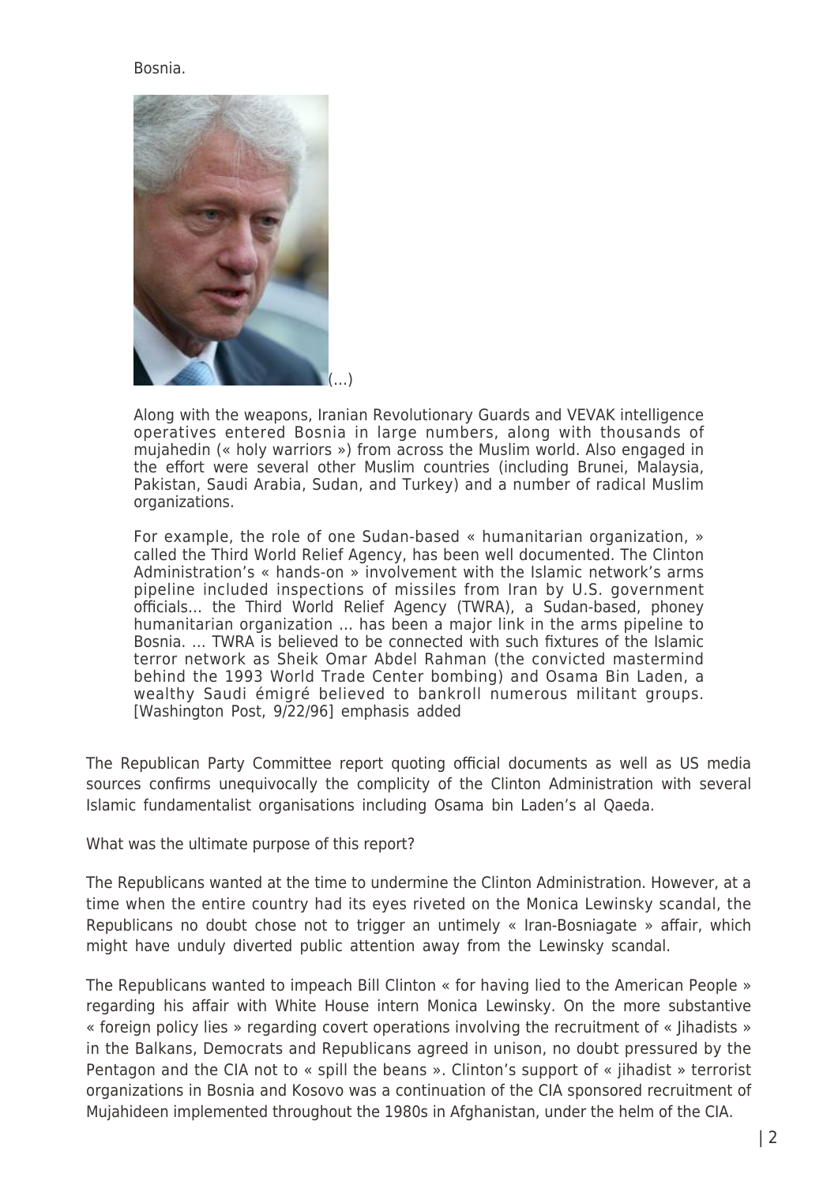Bosnia.

(…)

> Along with the weapons, Iranian Revolutionary Guards and VEVAK intelligence operatives entered Bosnia in large numbers, along with thousands of mujahedin (« holy warriors ») from across the Muslim world. Also engaged in the effort were several other Muslim countries (including Brunei, Malaysia, Pakistan, Saudi Arabia, Sudan, and Turkey) and a number of radical Muslim organizations.
>
> For example, the role of one Sudan-based « humanitarian organization, » called the Third World Relief Agency, has been well documented. The Clinton Administration's « hands-on » involvement with the Islamic network's arms pipeline included inspections of missiles from Iran by U.S. government officials… the Third World Relief Agency (TWRA), a Sudan-based, phoney humanitarian organization … has been a major link in the arms pipeline to Bosnia. … TWRA is believed to be connected with such fixtures of the Islamic terror network as Sheik Omar Abdel Rahman (the convicted mastermind behind the 1993 World Trade Center bombing) and Osama Bin Laden, a wealthy Saudi émigré believed to bankroll numerous militant groups. [Washington Post, 9/22/96] emphasis added

The Republican Party Committee report quoting official documents as well as US media sources confirms unequivocally the complicity of the Clinton Administration with several Islamic fundamentalist organisations including Osama bin Laden's al Qaeda.

What was the ultimate purpose of this report?

The Republicans wanted at the time to undermine the Clinton Administration. However, at a time when the entire country had its eyes riveted on the Monica Lewinsky scandal, the Republicans no doubt chose not to trigger an untimely « Iran-Bosniagate » affair, which might have unduly diverted public attention away from the Lewinsky scandal.

The Republicans wanted to impeach Bill Clinton « for having lied to the American People » regarding his affair with White House intern Monica Lewinsky. On the more substantive « foreign policy lies » regarding covert operations involving the recruitment of « Jihadists » in the Balkans, Democrats and Republicans agreed in unison, no doubt pressured by the Pentagon and the CIA not to « spill the beans ». Clinton's support of « jihadist » terrorist organizations in Bosnia and Kosovo was a continuation of the CIA sponsored recruitment of Mujahideen implemented throughout the 1980s in Afghanistan, under the helm of the CIA.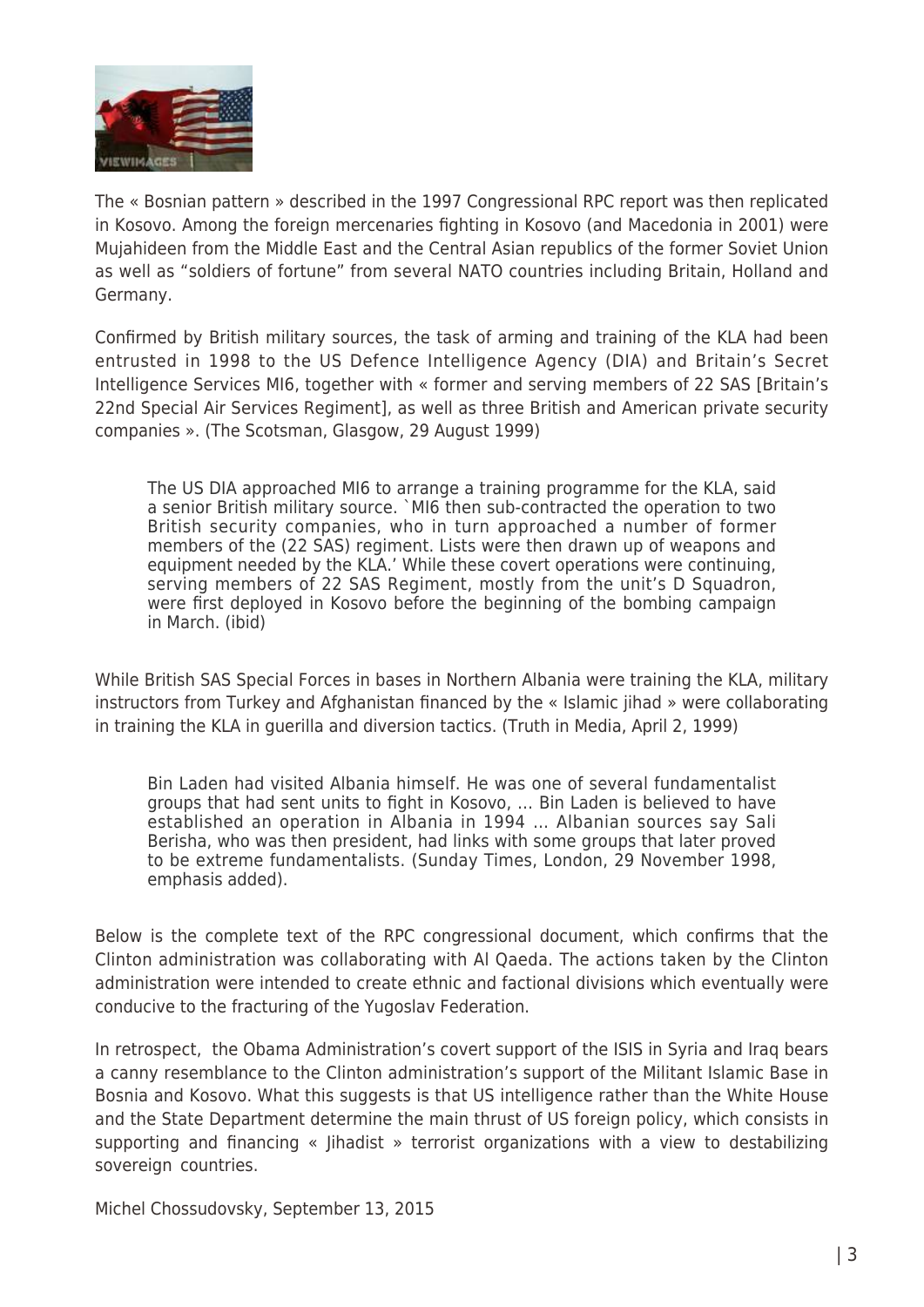The « Bosnian pattern » described in the 1997 Congressional RPC report was then replicated in Kosovo. Among the foreign mercenaries fighting in Kosovo (and Macedonia in 2001) were Mujahideen from the Middle East and the Central Asian republics of the former Soviet Union as well as "soldiers of fortune" from several NATO countries including Britain, Holland and Germany.

Confirmed by British military sources, the task of arming and training of the KLA had been entrusted in 1998 to the US Defence Intelligence Agency (DIA) and Britain's Secret Intelligence Services MI6, together with « former and serving members of 22 SAS [Britain's 22nd Special Air Services Regiment], as well as three British and American private security companies ». (The Scotsman, Glasgow, 29 August 1999)

> The US DIA approached MI6 to arrange a training programme for the KLA, said a senior British military source. `MI6 then sub-contracted the operation to two British security companies, who in turn approached a number of former members of the (22 SAS) regiment. Lists were then drawn up of weapons and equipment needed by the KLA.' While these covert operations were continuing, serving members of 22 SAS Regiment, mostly from the unit's D Squadron, were first deployed in Kosovo before the beginning of the bombing campaign in March. (ibid)

While British SAS Special Forces in bases in Northern Albania were training the KLA, military instructors from Turkey and Afghanistan financed by the « Islamic jihad » were collaborating in training the KLA in guerilla and diversion tactics. (Truth in Media, April 2, 1999)

> Bin Laden had visited Albania himself. He was one of several fundamentalist groups that had sent units to fight in Kosovo, … Bin Laden is believed to have established an operation in Albania in 1994 … Albanian sources say Sali Berisha, who was then president, had links with some groups that later proved to be extreme fundamentalists. (Sunday Times, London, 29 November 1998, emphasis added).

Below is the complete text of the RPC congressional document, which confirms that the Clinton administration was collaborating with Al Qaeda. The actions taken by the Clinton administration were intended to create ethnic and factional divisions which eventually were conducive to the fracturing of the Yugoslav Federation.

In retrospect, the Obama Administration's covert support of the ISIS in Syria and Iraq bears a canny resemblance to the Clinton administration's support of the Militant Islamic Base in Bosnia and Kosovo. What this suggests is that US intelligence rather than the White House and the State Department determine the main thrust of US foreign policy, which consists in supporting and financing « Jihadist » terrorist organizations with a view to destabilizing sovereign countries.

Michel Chossudovsky, September 13, 2015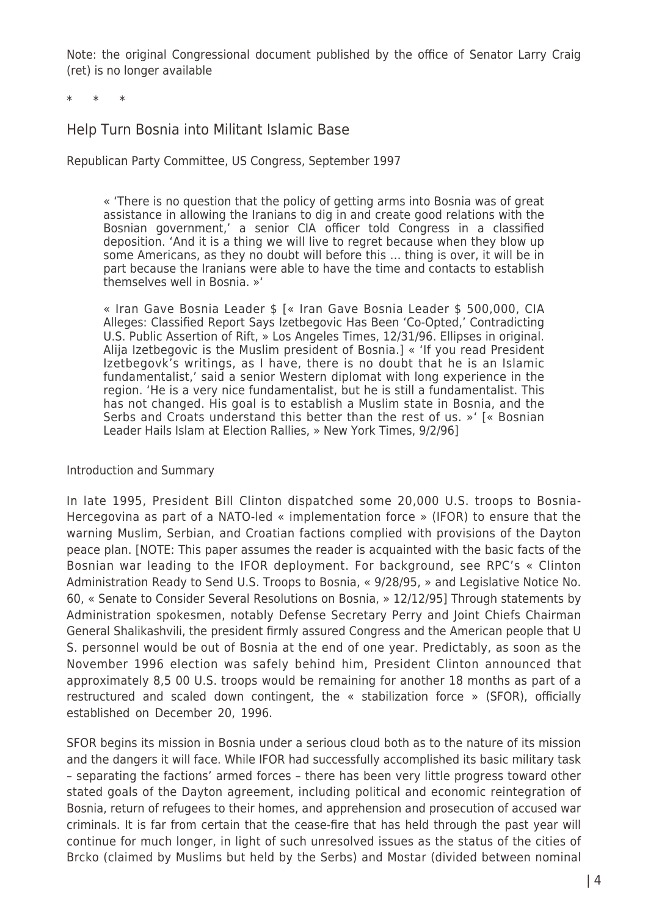Note: the original Congressional document published by the office of Senator Larry Craig (ret) is no longer available

\* \* \*

## Help Turn Bosnia into Militant Islamic Base

Republican Party Committee, US Congress, September 1997

> « 'There is no question that the policy of getting arms into Bosnia was of great assistance in allowing the Iranians to dig in and create good relations with the Bosnian government,' a senior CIA officer told Congress in a classified deposition. 'And it is a thing we will live to regret because when they blow up some Americans, as they no doubt will before this … thing is over, it will be in part because the Iranians were able to have the time and contacts to establish themselves well in Bosnia. »'
>
> « Iran Gave Bosnia Leader $ [« Iran Gave Bosnia Leader $ 500,000, CIA Alleges: Classified Report Says Izetbegovic Has Been 'Co-Opted,' Contradicting U.S. Public Assertion of Rift, » Los Angeles Times, 12/31/96. Ellipses in original. Alija Izetbegovic is the Muslim president of Bosnia.] « 'If you read President Izetbegovk's writings, as I have, there is no doubt that he is an Islamic fundamentalist,' said a senior Western diplomat with long experience in the region. 'He is a very nice fundamentalist, but he is still a fundamentalist. This has not changed. His goal is to establish a Muslim state in Bosnia, and the Serbs and Croats understand this better than the rest of us. »' [« Bosnian Leader Hails Islam at Election Rallies, » New York Times, 9/2/96]

Introduction and Summary

In late 1995, President Bill Clinton dispatched some 20,000 U.S. troops to Bosnia-Hercegovina as part of a NATO-led « implementation force » (IFOR) to ensure that the warning Muslim, Serbian, and Croatian factions complied with provisions of the Dayton peace plan. [NOTE: This paper assumes the reader is acquainted with the basic facts of the Bosnian war leading to the IFOR deployment. For background, see RPC's « Clinton Administration Ready to Send U.S. Troops to Bosnia, « 9/28/95, » and Legislative Notice No. 60, « Senate to Consider Several Resolutions on Bosnia, » 12/12/95] Through statements by Administration spokesmen, notably Defense Secretary Perry and Joint Chiefs Chairman General Shalikashvili, the president firmly assured Congress and the American people that U S. personnel would be out of Bosnia at the end of one year. Predictably, as soon as the November 1996 election was safely behind him, President Clinton announced that approximately 8,5 00 U.S. troops would be remaining for another 18 months as part of a restructured and scaled down contingent, the « stabilization force » (SFOR), officially established on December 20, 1996.

SFOR begins its mission in Bosnia under a serious cloud both as to the nature of its mission and the dangers it will face. While IFOR had successfully accomplished its basic military task – separating the factions' armed forces – there has been very little progress toward other stated goals of the Dayton agreement, including political and economic reintegration of Bosnia, return of refugees to their homes, and apprehension and prosecution of accused war criminals. It is far from certain that the cease-fire that has held through the past year will continue for much longer, in light of such unresolved issues as the status of the cities of Brcko (claimed by Muslims but held by the Serbs) and Mostar (divided between nominal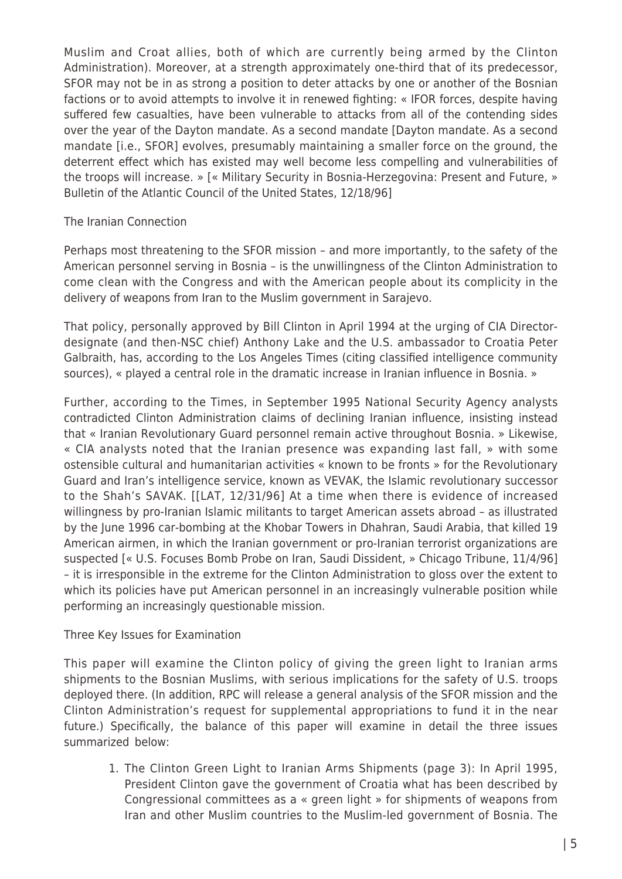Muslim and Croat allies, both of which are currently being armed by the Clinton Administration). Moreover, at a strength approximately one-third that of its predecessor, SFOR may not be in as strong a position to deter attacks by one or another of the Bosnian factions or to avoid attempts to involve it in renewed fighting: « IFOR forces, despite having suffered few casualties, have been vulnerable to attacks from all of the contending sides over the year of the Dayton mandate. As a second mandate [Dayton mandate. As a second mandate [i.e., SFOR] evolves, presumably maintaining a smaller force on the ground, the deterrent effect which has existed may well become less compelling and vulnerabilities of the troops will increase. » [« Military Security in Bosnia-Herzegovina: Present and Future, » Bulletin of the Atlantic Council of the United States, 12/18/96]

### The Iranian Connection

Perhaps most threatening to the SFOR mission – and more importantly, to the safety of the American personnel serving in Bosnia – is the unwillingness of the Clinton Administration to come clean with the Congress and with the American people about its complicity in the delivery of weapons from Iran to the Muslim government in Sarajevo.

That policy, personally approved by Bill Clinton in April 1994 at the urging of CIA Director-designate (and then-NSC chief) Anthony Lake and the U.S. ambassador to Croatia Peter Galbraith, has, according to the Los Angeles Times (citing classified intelligence community sources), « played a central role in the dramatic increase in Iranian influence in Bosnia. »

Further, according to the Times, in September 1995 National Security Agency analysts contradicted Clinton Administration claims of declining Iranian influence, insisting instead that « Iranian Revolutionary Guard personnel remain active throughout Bosnia. » Likewise, « CIA analysts noted that the Iranian presence was expanding last fall, » with some ostensible cultural and humanitarian activities « known to be fronts » for the Revolutionary Guard and Iran's intelligence service, known as VEVAK, the Islamic revolutionary successor to the Shah's SAVAK. [[LAT, 12/31/96] At a time when there is evidence of increased willingness by pro-Iranian Islamic militants to target American assets abroad – as illustrated by the June 1996 car-bombing at the Khobar Towers in Dhahran, Saudi Arabia, that killed 19 American airmen, in which the Iranian government or pro-Iranian terrorist organizations are suspected [« U.S. Focuses Bomb Probe on Iran, Saudi Dissident, » Chicago Tribune, 11/4/96] – it is irresponsible in the extreme for the Clinton Administration to gloss over the extent to which its policies have put American personnel in an increasingly vulnerable position while performing an increasingly questionable mission.

### Three Key Issues for Examination

This paper will examine the Clinton policy of giving the green light to Iranian arms shipments to the Bosnian Muslims, with serious implications for the safety of U.S. troops deployed there. (In addition, RPC will release a general analysis of the SFOR mission and the Clinton Administration's request for supplemental appropriations to fund it in the near future.) Specifically, the balance of this paper will examine in detail the three issues summarized below:

1. The Clinton Green Light to Iranian Arms Shipments (page 3): In April 1995, President Clinton gave the government of Croatia what has been described by Congressional committees as a « green light » for shipments of weapons from Iran and other Muslim countries to the Muslim-led government of Bosnia. The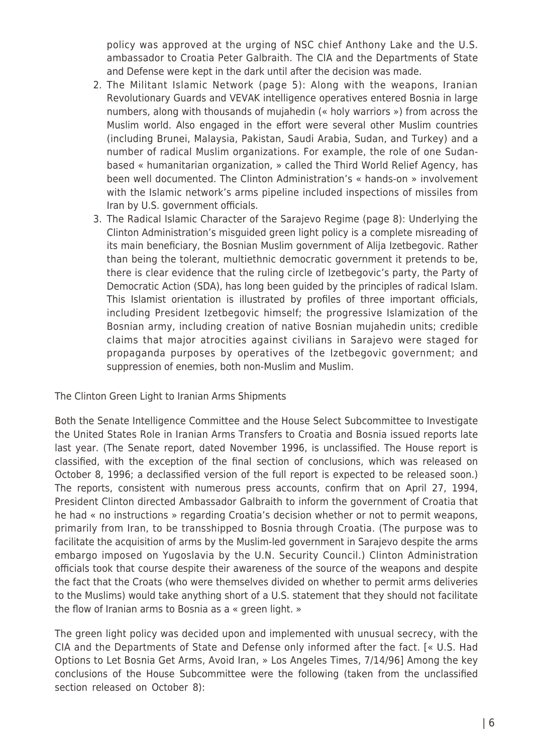policy was approved at the urging of NSC chief Anthony Lake and the U.S. ambassador to Croatia Peter Galbraith. The CIA and the Departments of State and Defense were kept in the dark until after the decision was made.

2. The Militant Islamic Network (page 5): Along with the weapons, Iranian Revolutionary Guards and VEVAK intelligence operatives entered Bosnia in large numbers, along with thousands of mujahedin (« holy warriors ») from across the Muslim world. Also engaged in the effort were several other Muslim countries (including Brunei, Malaysia, Pakistan, Saudi Arabia, Sudan, and Turkey) and a number of radical Muslim organizations. For example, the role of one Sudan-based « humanitarian organization, » called the Third World Relief Agency, has been well documented. The Clinton Administration's « hands-on » involvement with the Islamic network's arms pipeline included inspections of missiles from Iran by U.S. government officials.
3. The Radical Islamic Character of the Sarajevo Regime (page 8): Underlying the Clinton Administration's misguided green light policy is a complete misreading of its main beneficiary, the Bosnian Muslim government of Alija Izetbegovic. Rather than being the tolerant, multiethnic democratic government it pretends to be, there is clear evidence that the ruling circle of Izetbegovic's party, the Party of Democratic Action (SDA), has long been guided by the principles of radical Islam. This Islamist orientation is illustrated by profiles of three important officials, including President Izetbegovic himself; the progressive Islamization of the Bosnian army, including creation of native Bosnian mujahedin units; credible claims that major atrocities against civilians in Sarajevo were staged for propaganda purposes by operatives of the Izetbegovic government; and suppression of enemies, both non-Muslim and Muslim.

The Clinton Green Light to Iranian Arms Shipments

Both the Senate Intelligence Committee and the House Select Subcommittee to Investigate the United States Role in Iranian Arms Transfers to Croatia and Bosnia issued reports late last year. (The Senate report, dated November 1996, is unclassified. The House report is classified, with the exception of the final section of conclusions, which was released on October 8, 1996; a declassified version of the full report is expected to be released soon.) The reports, consistent with numerous press accounts, confirm that on April 27, 1994, President Clinton directed Ambassador Galbraith to inform the government of Croatia that he had « no instructions » regarding Croatia's decision whether or not to permit weapons, primarily from Iran, to be transshipped to Bosnia through Croatia. (The purpose was to facilitate the acquisition of arms by the Muslim-led government in Sarajevo despite the arms embargo imposed on Yugoslavia by the U.N. Security Council.) Clinton Administration officials took that course despite their awareness of the source of the weapons and despite the fact that the Croats (who were themselves divided on whether to permit arms deliveries to the Muslims) would take anything short of a U.S. statement that they should not facilitate the flow of Iranian arms to Bosnia as a « green light. »

The green light policy was decided upon and implemented with unusual secrecy, with the CIA and the Departments of State and Defense only informed after the fact. [« U.S. Had Options to Let Bosnia Get Arms, Avoid Iran, » Los Angeles Times, 7/14/96] Among the key conclusions of the House Subcommittee were the following (taken from the unclassified section released on October 8):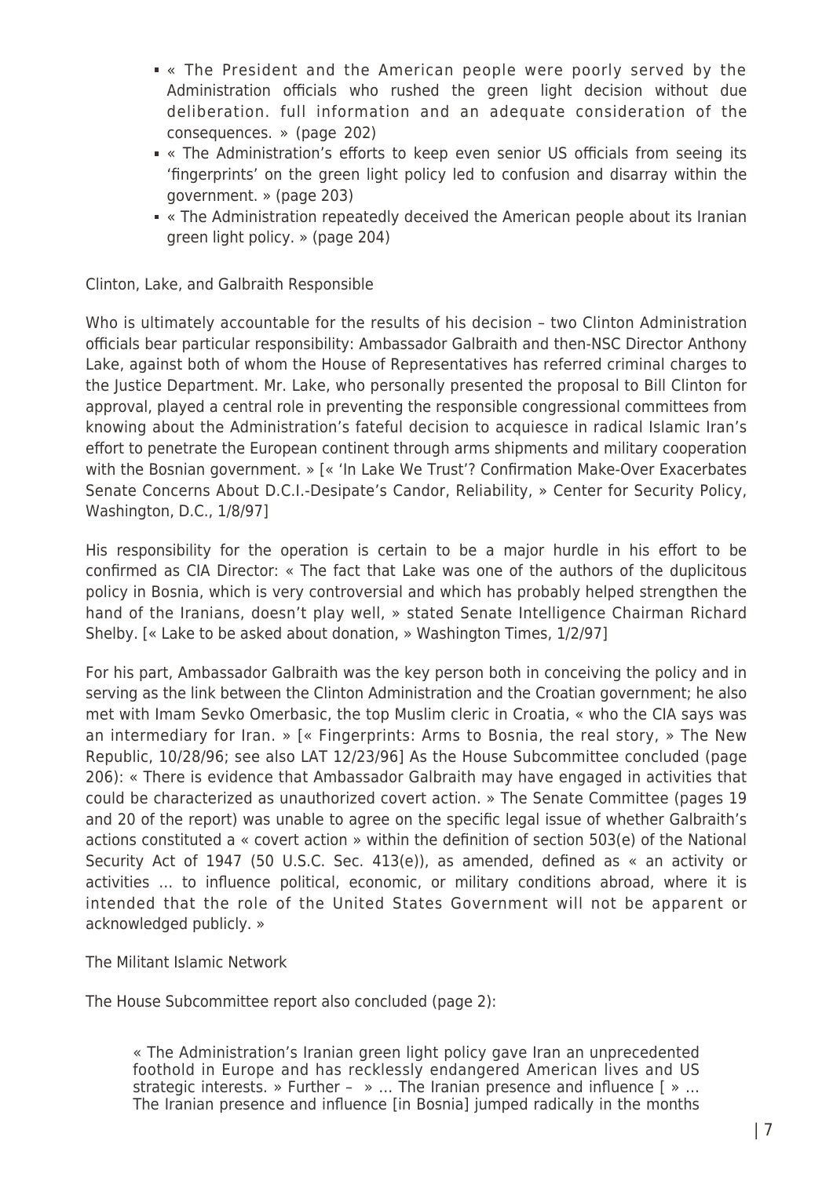- « The President and the American people were poorly served by the Administration officials who rushed the green light decision without due deliberation. full information and an adequate consideration of the consequences. » (page 202)
- « The Administration's efforts to keep even senior US officials from seeing its 'fingerprints' on the green light policy led to confusion and disarray within the government. » (page 203)
- « The Administration repeatedly deceived the American people about its Iranian green light policy. » (page 204)

Clinton, Lake, and Galbraith Responsible

Who is ultimately accountable for the results of his decision – two Clinton Administration officials bear particular responsibility: Ambassador Galbraith and then-NSC Director Anthony Lake, against both of whom the House of Representatives has referred criminal charges to the Justice Department. Mr. Lake, who personally presented the proposal to Bill Clinton for approval, played a central role in preventing the responsible congressional committees from knowing about the Administration's fateful decision to acquiesce in radical Islamic Iran's effort to penetrate the European continent through arms shipments and military cooperation with the Bosnian government. » [« 'In Lake We Trust'? Confirmation Make-Over Exacerbates Senate Concerns About D.C.I.-Desipate's Candor, Reliability, » Center for Security Policy, Washington, D.C., 1/8/97]

His responsibility for the operation is certain to be a major hurdle in his effort to be confirmed as CIA Director: « The fact that Lake was one of the authors of the duplicitous policy in Bosnia, which is very controversial and which has probably helped strengthen the hand of the Iranians, doesn't play well, » stated Senate Intelligence Chairman Richard Shelby. [« Lake to be asked about donation, » Washington Times, 1/2/97]

For his part, Ambassador Galbraith was the key person both in conceiving the policy and in serving as the link between the Clinton Administration and the Croatian government; he also met with Imam Sevko Omerbasic, the top Muslim cleric in Croatia, « who the CIA says was an intermediary for Iran. » [« Fingerprints: Arms to Bosnia, the real story, » The New Republic, 10/28/96; see also LAT 12/23/96] As the House Subcommittee concluded (page 206): « There is evidence that Ambassador Galbraith may have engaged in activities that could be characterized as unauthorized covert action. » The Senate Committee (pages 19 and 20 of the report) was unable to agree on the specific legal issue of whether Galbraith's actions constituted a « covert action » within the definition of section 503(e) of the National Security Act of 1947 (50 U.S.C. Sec. 413(e)), as amended, defined as « an activity or activities … to influence political, economic, or military conditions abroad, where it is intended that the role of the United States Government will not be apparent or acknowledged publicly. »

The Militant Islamic Network

The House Subcommittee report also concluded (page 2):

> « The Administration's Iranian green light policy gave Iran an unprecedented foothold in Europe and has recklessly endangered American lives and US strategic interests. » Further – » … The Iranian presence and influence [ » … The Iranian presence and influence [in Bosnia] jumped radically in the months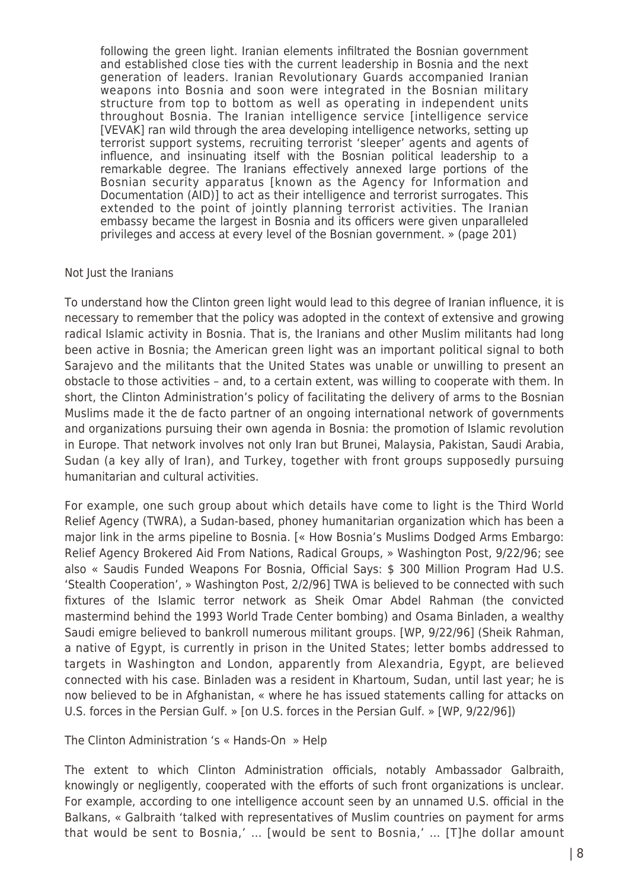> following the green light. Iranian elements infiltrated the Bosnian government and established close ties with the current leadership in Bosnia and the next generation of leaders. Iranian Revolutionary Guards accompanied Iranian weapons into Bosnia and soon were integrated in the Bosnian military structure from top to bottom as well as operating in independent units throughout Bosnia. The Iranian intelligence service [intelligence service [VEVAK] ran wild through the area developing intelligence networks, setting up terrorist support systems, recruiting terrorist 'sleeper' agents and agents of influence, and insinuating itself with the Bosnian political leadership to a remarkable degree. The Iranians effectively annexed large portions of the Bosnian security apparatus [known as the Agency for Information and Documentation (AID)] to act as their intelligence and terrorist surrogates. This extended to the point of jointly planning terrorist activities. The Iranian embassy became the largest in Bosnia and its officers were given unparalleled privileges and access at every level of the Bosnian government. » (page 201)

Not Just the Iranians

To understand how the Clinton green light would lead to this degree of Iranian influence, it is necessary to remember that the policy was adopted in the context of extensive and growing radical Islamic activity in Bosnia. That is, the Iranians and other Muslim militants had long been active in Bosnia; the American green light was an important political signal to both Sarajevo and the militants that the United States was unable or unwilling to present an obstacle to those activities – and, to a certain extent, was willing to cooperate with them. In short, the Clinton Administration's policy of facilitating the delivery of arms to the Bosnian Muslims made it the de facto partner of an ongoing international network of governments and organizations pursuing their own agenda in Bosnia: the promotion of Islamic revolution in Europe. That network involves not only Iran but Brunei, Malaysia, Pakistan, Saudi Arabia, Sudan (a key ally of Iran), and Turkey, together with front groups supposedly pursuing humanitarian and cultural activities.

For example, one such group about which details have come to light is the Third World Relief Agency (TWRA), a Sudan-based, phoney humanitarian organization which has been a major link in the arms pipeline to Bosnia. [« How Bosnia's Muslims Dodged Arms Embargo: Relief Agency Brokered Aid From Nations, Radical Groups, » Washington Post, 9/22/96; see also « Saudis Funded Weapons For Bosnia, Official Says: $ 300 Million Program Had U.S. 'Stealth Cooperation', » Washington Post, 2/2/96] TWA is believed to be connected with such fixtures of the Islamic terror network as Sheik Omar Abdel Rahman (the convicted mastermind behind the 1993 World Trade Center bombing) and Osama Binladen, a wealthy Saudi emigre believed to bankroll numerous militant groups. [WP, 9/22/96] (Sheik Rahman, a native of Egypt, is currently in prison in the United States; letter bombs addressed to targets in Washington and London, apparently from Alexandria, Egypt, are believed connected with his case. Binladen was a resident in Khartoum, Sudan, until last year; he is now believed to be in Afghanistan, « where he has issued statements calling for attacks on U.S. forces in the Persian Gulf. » [on U.S. forces in the Persian Gulf. » [WP, 9/22/96])

The Clinton Administration 's « Hands-On » Help

The extent to which Clinton Administration officials, notably Ambassador Galbraith, knowingly or negligently, cooperated with the efforts of such front organizations is unclear. For example, according to one intelligence account seen by an unnamed U.S. official in the Balkans, « Galbraith 'talked with representatives of Muslim countries on payment for arms that would be sent to Bosnia,' … [would be sent to Bosnia,' … [T]he dollar amount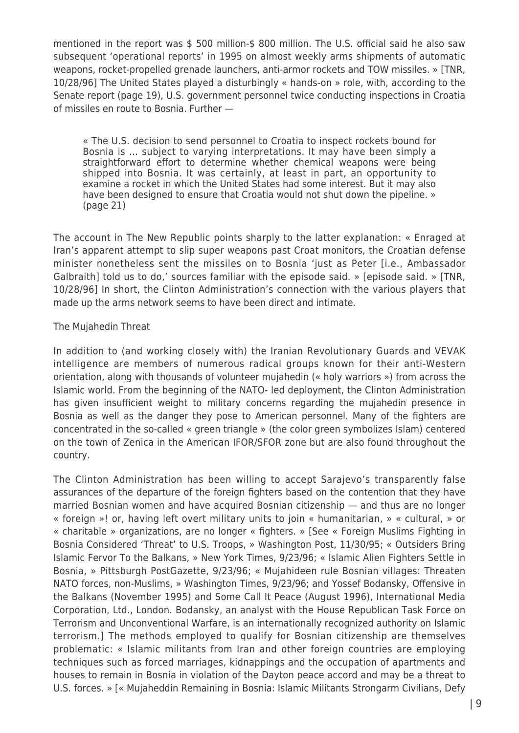mentioned in the report was $ 500 million-$ 800 million. The U.S. official said he also saw subsequent 'operational reports' in 1995 on almost weekly arms shipments of automatic weapons, rocket-propelled grenade launchers, anti-armor rockets and TOW missiles. » [TNR, 10/28/96] The United States played a disturbingly « hands-on » role, with, according to the Senate report (page 19), U.S. government personnel twice conducting inspections in Croatia of missiles en route to Bosnia. Further —

> « The U.S. decision to send personnel to Croatia to inspect rockets bound for Bosnia is … subject to varying interpretations. It may have been simply a straightforward effort to determine whether chemical weapons were being shipped into Bosnia. It was certainly, at least in part, an opportunity to examine a rocket in which the United States had some interest. But it may also have been designed to ensure that Croatia would not shut down the pipeline. » (page 21)

The account in The New Republic points sharply to the latter explanation: « Enraged at Iran's apparent attempt to slip super weapons past Croat monitors, the Croatian defense minister nonetheless sent the missiles on to Bosnia 'just as Peter [i.e., Ambassador Galbraith] told us to do,' sources familiar with the episode said. » [episode said. » [TNR, 10/28/96] In short, the Clinton Administration's connection with the various players that made up the arms network seems to have been direct and intimate.

The Mujahedin Threat

In addition to (and working closely with) the Iranian Revolutionary Guards and VEVAK intelligence are members of numerous radical groups known for their anti-Western orientation, along with thousands of volunteer mujahedin (« holy warriors ») from across the Islamic world. From the beginning of the NATO- led deployment, the Clinton Administration has given insufficient weight to military concerns regarding the mujahedin presence in Bosnia as well as the danger they pose to American personnel. Many of the fighters are concentrated in the so-called « green triangle » (the color green symbolizes Islam) centered on the town of Zenica in the American IFOR/SFOR zone but are also found throughout the country.

The Clinton Administration has been willing to accept Sarajevo's transparently false assurances of the departure of the foreign fighters based on the contention that they have married Bosnian women and have acquired Bosnian citizenship — and thus are no longer « foreign »! or, having left overt military units to join « humanitarian, » « cultural, » or « charitable » organizations, are no longer « fighters. » [See « Foreign Muslims Fighting in Bosnia Considered 'Threat' to U.S. Troops, » Washington Post, 11/30/95; « Outsiders Bring Islamic Fervor To the Balkans, » New York Times, 9/23/96; « Islamic Alien Fighters Settle in Bosnia, » Pittsburgh PostGazette, 9/23/96; « Mujahideen rule Bosnian villages: Threaten NATO forces, non-Muslims, » Washington Times, 9/23/96; and Yossef Bodansky, Offensive in the Balkans (November 1995) and Some Call It Peace (August 1996), International Media Corporation, Ltd., London. Bodansky, an analyst with the House Republican Task Force on Terrorism and Unconventional Warfare, is an internationally recognized authority on Islamic terrorism.] The methods employed to qualify for Bosnian citizenship are themselves problematic: « Islamic militants from Iran and other foreign countries are employing techniques such as forced marriages, kidnappings and the occupation of apartments and houses to remain in Bosnia in violation of the Dayton peace accord and may be a threat to U.S. forces. » [« Mujaheddin Remaining in Bosnia: Islamic Militants Strongarm Civilians, Defy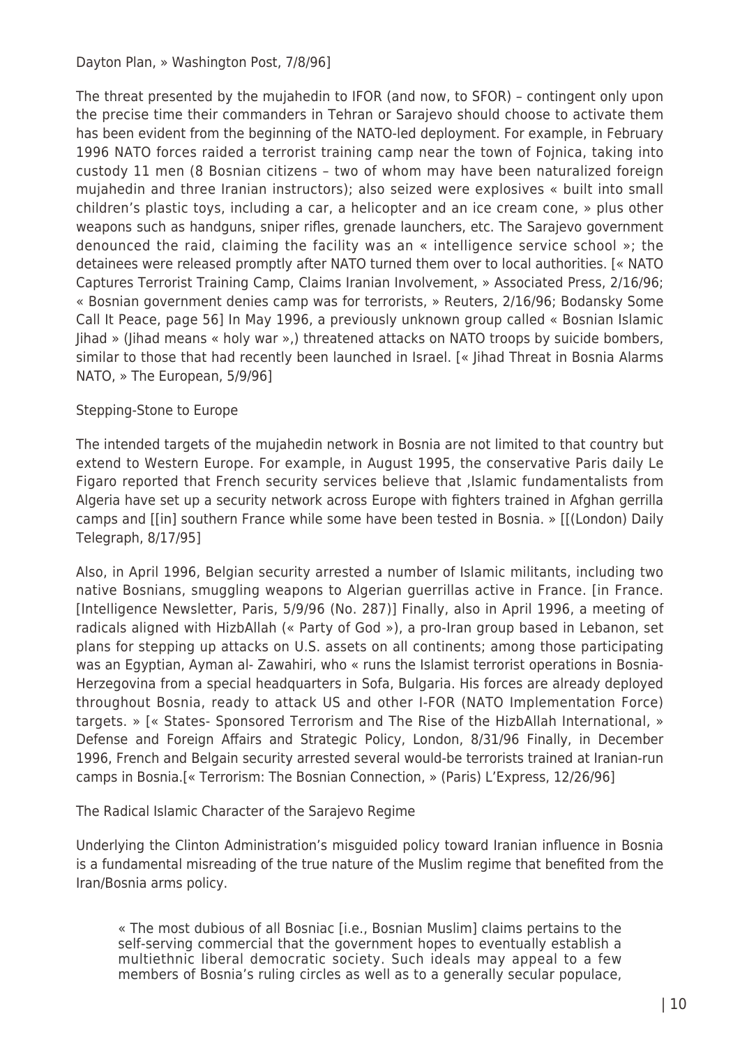Dayton Plan, » Washington Post, 7/8/96]

The threat presented by the mujahedin to IFOR (and now, to SFOR) – contingent only upon the precise time their commanders in Tehran or Sarajevo should choose to activate them has been evident from the beginning of the NATO-led deployment. For example, in February 1996 NATO forces raided a terrorist training camp near the town of Fojnica, taking into custody 11 men (8 Bosnian citizens – two of whom may have been naturalized foreign mujahedin and three Iranian instructors); also seized were explosives « built into small children's plastic toys, including a car, a helicopter and an ice cream cone, » plus other weapons such as handguns, sniper rifles, grenade launchers, etc. The Sarajevo government denounced the raid, claiming the facility was an « intelligence service school »; the detainees were released promptly after NATO turned them over to local authorities. [« NATO Captures Terrorist Training Camp, Claims Iranian Involvement, » Associated Press, 2/16/96; « Bosnian government denies camp was for terrorists, » Reuters, 2/16/96; Bodansky Some Call It Peace, page 56] In May 1996, a previously unknown group called « Bosnian Islamic Jihad » (Jihad means « holy war »,) threatened attacks on NATO troops by suicide bombers, similar to those that had recently been launched in Israel. [« Jihad Threat in Bosnia Alarms NATO, » The European, 5/9/96]

Stepping-Stone to Europe

The intended targets of the mujahedin network in Bosnia are not limited to that country but extend to Western Europe. For example, in August 1995, the conservative Paris daily Le Figaro reported that French security services believe that ,Islamic fundamentalists from Algeria have set up a security network across Europe with fighters trained in Afghan gerrilla camps and [[in] southern France while some have been tested in Bosnia. » [[(London) Daily Telegraph, 8/17/95]

Also, in April 1996, Belgian security arrested a number of Islamic militants, including two native Bosnians, smuggling weapons to Algerian guerrillas active in France. [in France. [Intelligence Newsletter, Paris, 5/9/96 (No. 287)] Finally, also in April 1996, a meeting of radicals aligned with HizbAllah (« Party of God »), a pro-Iran group based in Lebanon, set plans for stepping up attacks on U.S. assets on all continents; among those participating was an Egyptian, Ayman al- Zawahiri, who « runs the Islamist terrorist operations in Bosnia-Herzegovina from a special headquarters in Sofa, Bulgaria. His forces are already deployed throughout Bosnia, ready to attack US and other I-FOR (NATO Implementation Force) targets. » [« States- Sponsored Terrorism and The Rise of the HizbAllah International, » Defense and Foreign Affairs and Strategic Policy, London, 8/31/96 Finally, in December 1996, French and Belgain security arrested several would-be terrorists trained at Iranian-run camps in Bosnia.[« Terrorism: The Bosnian Connection, » (Paris) L'Express, 12/26/96]

The Radical Islamic Character of the Sarajevo Regime

Underlying the Clinton Administration's misguided policy toward Iranian influence in Bosnia is a fundamental misreading of the true nature of the Muslim regime that benefited from the Iran/Bosnia arms policy.

> « The most dubious of all Bosniac [i.e., Bosnian Muslim] claims pertains to the self-serving commercial that the government hopes to eventually establish a multiethnic liberal democratic society. Such ideals may appeal to a few members of Bosnia's ruling circles as well as to a generally secular populace,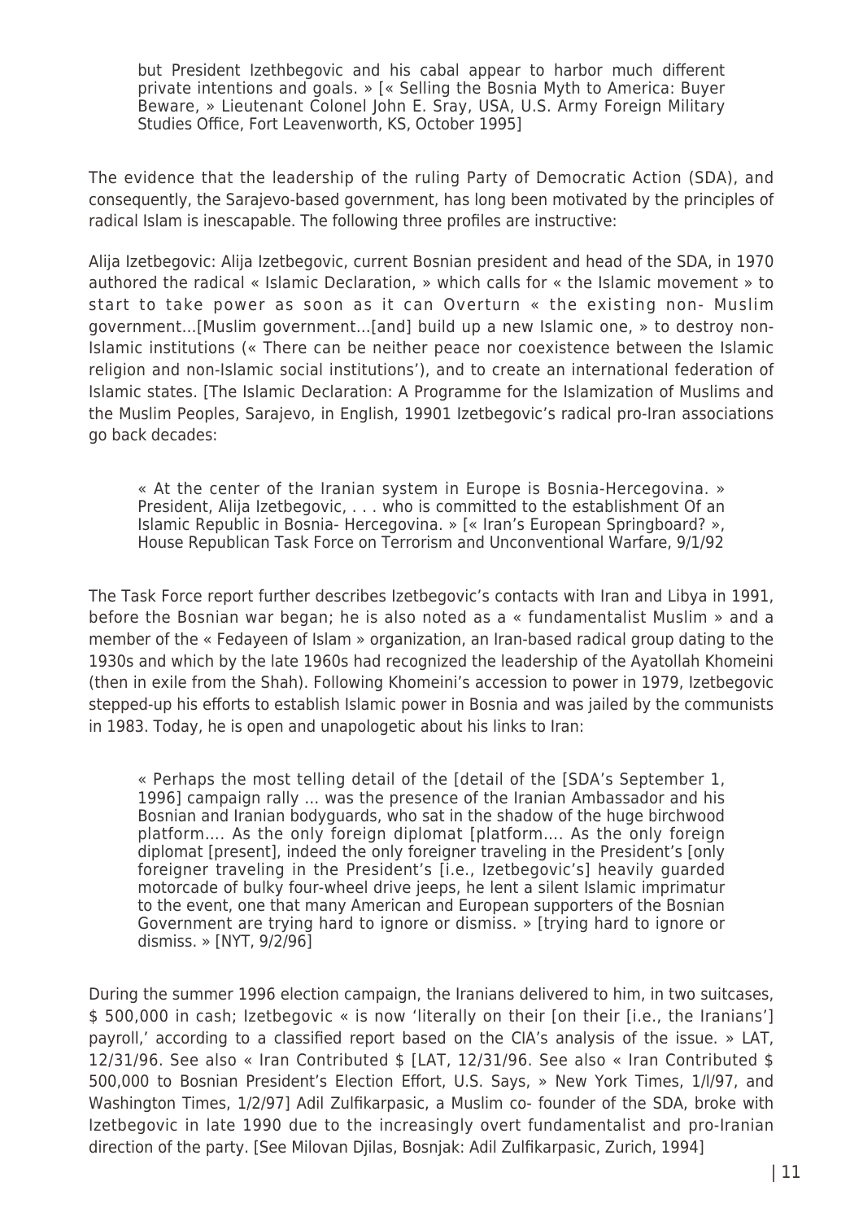> but President Izethbegovic and his cabal appear to harbor much different private intentions and goals. » [« Selling the Bosnia Myth to America: Buyer Beware, » Lieutenant Colonel John E. Sray, USA, U.S. Army Foreign Military Studies Office, Fort Leavenworth, KS, October 1995]

The evidence that the leadership of the ruling Party of Democratic Action (SDA), and consequently, the Sarajevo-based government, has long been motivated by the principles of radical Islam is inescapable. The following three profiles are instructive:

Alija Izetbegovic: Alija Izetbegovic, current Bosnian president and head of the SDA, in 1970 authored the radical « Islamic Declaration, » which calls for « the Islamic movement » to start to take power as soon as it can Overturn « the existing non- Muslim government...[Muslim government...[and] build up a new Islamic one, » to destroy non-Islamic institutions (« There can be neither peace nor coexistence between the Islamic religion and non-Islamic social institutions'), and to create an international federation of Islamic states. [The Islamic Declaration: A Programme for the Islamization of Muslims and the Muslim Peoples, Sarajevo, in English, 19901 Izetbegovic's radical pro-Iran associations go back decades:

> « At the center of the Iranian system in Europe is Bosnia-Hercegovina. » President, Alija Izetbegovic, . . . who is committed to the establishment Of an Islamic Republic in Bosnia- Hercegovina. » [« Iran's European Springboard? », House Republican Task Force on Terrorism and Unconventional Warfare, 9/1/92

The Task Force report further describes Izetbegovic's contacts with Iran and Libya in 1991, before the Bosnian war began; he is also noted as a « fundamentalist Muslim » and a member of the « Fedayeen of Islam » organization, an Iran-based radical group dating to the 1930s and which by the late 1960s had recognized the leadership of the Ayatollah Khomeini (then in exile from the Shah). Following Khomeini's accession to power in 1979, Izetbegovic stepped-up his efforts to establish Islamic power in Bosnia and was jailed by the communists in 1983. Today, he is open and unapologetic about his links to Iran:

> « Perhaps the most telling detail of the [detail of the [SDA's September 1, 1996] campaign rally … was the presence of the Iranian Ambassador and his Bosnian and Iranian bodyguards, who sat in the shadow of the huge birchwood platform…. As the only foreign diplomat [platform…. As the only foreign diplomat [present], indeed the only foreigner traveling in the President's [only foreigner traveling in the President's [i.e., Izetbegovic's] heavily guarded motorcade of bulky four-wheel drive jeeps, he lent a silent Islamic imprimatur to the event, one that many American and European supporters of the Bosnian Government are trying hard to ignore or dismiss. » [trying hard to ignore or dismiss. » [NYT, 9/2/96]

During the summer 1996 election campaign, the Iranians delivered to him, in two suitcases, $ 500,000 in cash; Izetbegovic « is now 'literally on their [on their [i.e., the Iranians'] payroll,' according to a classified report based on the CIA's analysis of the issue. » LAT, 12/31/96. See also « Iran Contributed $ [LAT, 12/31/96. See also « Iran Contributed $ 500,000 to Bosnian President's Election Effort, U.S. Says, » New York Times, 1/l/97, and Washington Times, 1/2/97] Adil Zulfikarpasic, a Muslim co- founder of the SDA, broke with Izetbegovic in late 1990 due to the increasingly overt fundamentalist and pro-Iranian direction of the party. [See Milovan Djilas, Bosnjak: Adil Zulfikarpasic, Zurich, 1994]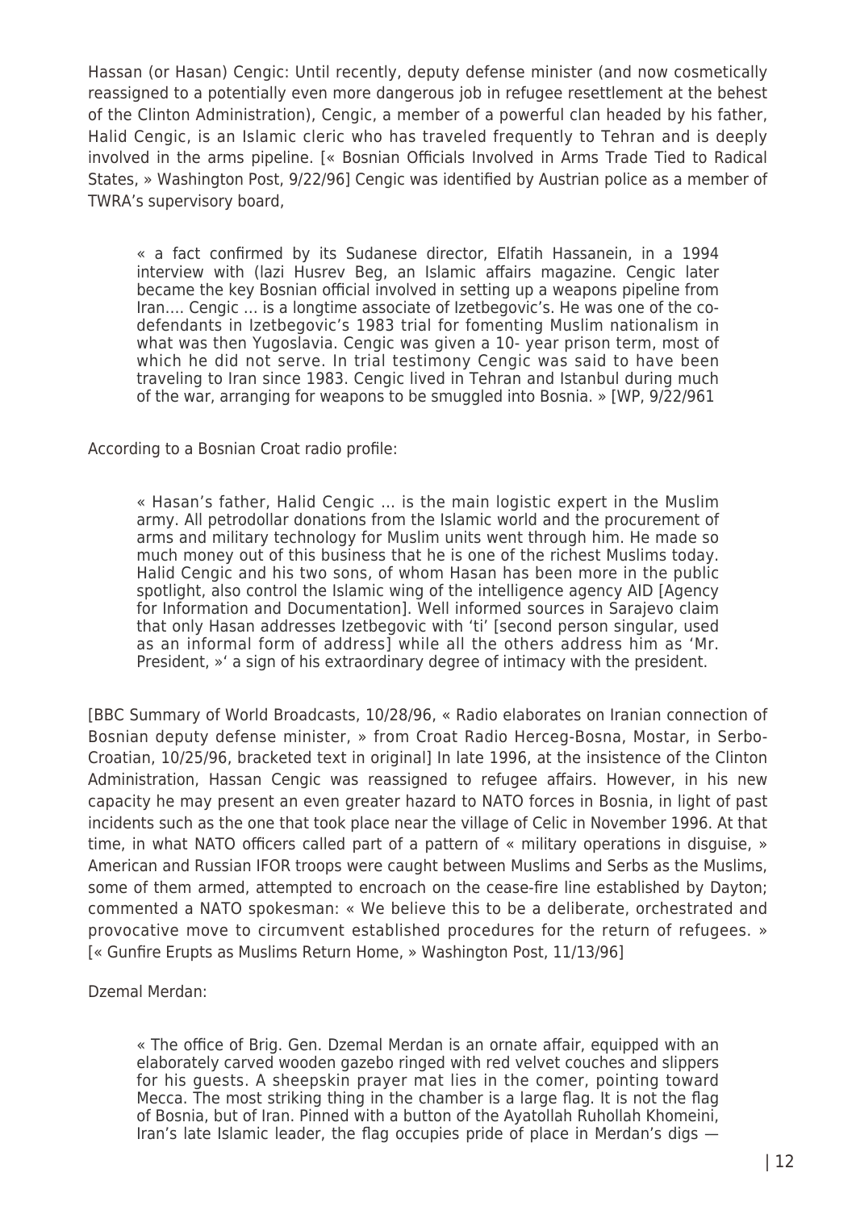Hassan (or Hasan) Cengic: Until recently, deputy defense minister (and now cosmetically reassigned to a potentially even more dangerous job in refugee resettlement at the behest of the Clinton Administration), Cengic, a member of a powerful clan headed by his father, Halid Cengic, is an Islamic cleric who has traveled frequently to Tehran and is deeply involved in the arms pipeline. [« Bosnian Officials Involved in Arms Trade Tied to Radical States, » Washington Post, 9/22/96] Cengic was identified by Austrian police as a member of TWRA's supervisory board,

> « a fact confirmed by its Sudanese director, Elfatih Hassanein, in a 1994 interview with (lazi Husrev Beg, an Islamic affairs magazine. Cengic later became the key Bosnian official involved in setting up a weapons pipeline from Iran…. Cengic … is a longtime associate of Izetbegovic's. He was one of the co-defendants in Izetbegovic's 1983 trial for fomenting Muslim nationalism in what was then Yugoslavia. Cengic was given a 10- year prison term, most of which he did not serve. In trial testimony Cengic was said to have been traveling to Iran since 1983. Cengic lived in Tehran and Istanbul during much of the war, arranging for weapons to be smuggled into Bosnia. » [WP, 9/22/961

According to a Bosnian Croat radio profile:

> « Hasan's father, Halid Cengic … is the main logistic expert in the Muslim army. All petrodollar donations from the Islamic world and the procurement of arms and military technology for Muslim units went through him. He made so much money out of this business that he is one of the richest Muslims today. Halid Cengic and his two sons, of whom Hasan has been more in the public spotlight, also control the Islamic wing of the intelligence agency AID [Agency for Information and Documentation]. Well informed sources in Sarajevo claim that only Hasan addresses Izetbegovic with 'ti' [second person singular, used as an informal form of address] while all the others address him as 'Mr. President, »' a sign of his extraordinary degree of intimacy with the president.

[BBC Summary of World Broadcasts, 10/28/96, « Radio elaborates on Iranian connection of Bosnian deputy defense minister, » from Croat Radio Herceg-Bosna, Mostar, in Serbo-Croatian, 10/25/96, bracketed text in original] In late 1996, at the insistence of the Clinton Administration, Hassan Cengic was reassigned to refugee affairs. However, in his new capacity he may present an even greater hazard to NATO forces in Bosnia, in light of past incidents such as the one that took place near the village of Celic in November 1996. At that time, in what NATO officers called part of a pattern of « military operations in disguise, » American and Russian IFOR troops were caught between Muslims and Serbs as the Muslims, some of them armed, attempted to encroach on the cease-fire line established by Dayton; commented a NATO spokesman: « We believe this to be a deliberate, orchestrated and provocative move to circumvent established procedures for the return of refugees. » [« Gunfire Erupts as Muslims Return Home, » Washington Post, 11/13/96]

Dzemal Merdan:

> « The office of Brig. Gen. Dzemal Merdan is an ornate affair, equipped with an elaborately carved wooden gazebo ringed with red velvet couches and slippers for his guests. A sheepskin prayer mat lies in the comer, pointing toward Mecca. The most striking thing in the chamber is a large flag. It is not the flag of Bosnia, but of Iran. Pinned with a button of the Ayatollah Ruhollah Khomeini, Iran's late Islamic leader, the flag occupies pride of place in Merdan's digs —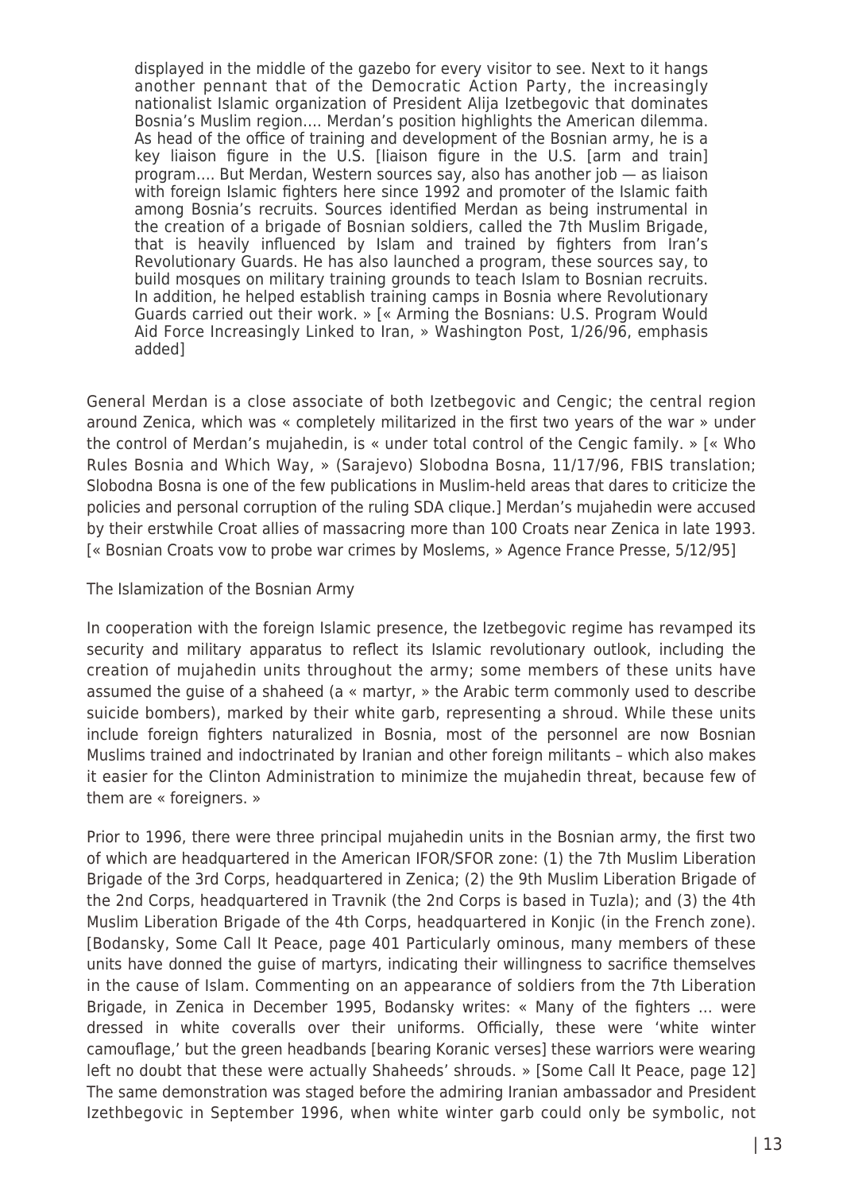> displayed in the middle of the gazebo for every visitor to see. Next to it hangs another pennant that of the Democratic Action Party, the increasingly nationalist Islamic organization of President Alija Izetbegovic that dominates Bosnia's Muslim region…. Merdan's position highlights the American dilemma. As head of the office of training and development of the Bosnian army, he is a key liaison figure in the U.S. [liaison figure in the U.S. [arm and train] program…. But Merdan, Western sources say, also has another job — as liaison with foreign Islamic fighters here since 1992 and promoter of the Islamic faith among Bosnia's recruits. Sources identified Merdan as being instrumental in the creation of a brigade of Bosnian soldiers, called the 7th Muslim Brigade, that is heavily influenced by Islam and trained by fighters from Iran's Revolutionary Guards. He has also launched a program, these sources say, to build mosques on military training grounds to teach Islam to Bosnian recruits. In addition, he helped establish training camps in Bosnia where Revolutionary Guards carried out their work. » [« Arming the Bosnians: U.S. Program Would Aid Force Increasingly Linked to Iran, » Washington Post, 1/26/96, emphasis added]

General Merdan is a close associate of both Izetbegovic and Cengic; the central region around Zenica, which was « completely militarized in the first two years of the war » under the control of Merdan's mujahedin, is « under total control of the Cengic family. » [« Who Rules Bosnia and Which Way, » (Sarajevo) Slobodna Bosna, 11/17/96, FBIS translation; Slobodna Bosna is one of the few publications in Muslim-held areas that dares to criticize the policies and personal corruption of the ruling SDA clique.] Merdan's mujahedin were accused by their erstwhile Croat allies of massacring more than 100 Croats near Zenica in late 1993. [« Bosnian Croats vow to probe war crimes by Moslems, » Agence France Presse, 5/12/95]

The Islamization of the Bosnian Army

In cooperation with the foreign Islamic presence, the Izetbegovic regime has revamped its security and military apparatus to reflect its Islamic revolutionary outlook, including the creation of mujahedin units throughout the army; some members of these units have assumed the guise of a shaheed (a « martyr, » the Arabic term commonly used to describe suicide bombers), marked by their white garb, representing a shroud. While these units include foreign fighters naturalized in Bosnia, most of the personnel are now Bosnian Muslims trained and indoctrinated by Iranian and other foreign militants – which also makes it easier for the Clinton Administration to minimize the mujahedin threat, because few of them are « foreigners. »

Prior to 1996, there were three principal mujahedin units in the Bosnian army, the first two of which are headquartered in the American IFOR/SFOR zone: (1) the 7th Muslim Liberation Brigade of the 3rd Corps, headquartered in Zenica; (2) the 9th Muslim Liberation Brigade of the 2nd Corps, headquartered in Travnik (the 2nd Corps is based in Tuzla); and (3) the 4th Muslim Liberation Brigade of the 4th Corps, headquartered in Konjic (in the French zone). [Bodansky, Some Call It Peace, page 401 Particularly ominous, many members of these units have donned the guise of martyrs, indicating their willingness to sacrifice themselves in the cause of Islam. Commenting on an appearance of soldiers from the 7th Liberation Brigade, in Zenica in December 1995, Bodansky writes: « Many of the fighters … were dressed in white coveralls over their uniforms. Officially, these were 'white winter camouflage,' but the green headbands [bearing Koranic verses] these warriors were wearing left no doubt that these were actually Shaheeds' shrouds. » [Some Call It Peace, page 12] The same demonstration was staged before the admiring Iranian ambassador and President Izethbegovic in September 1996, when white winter garb could only be symbolic, not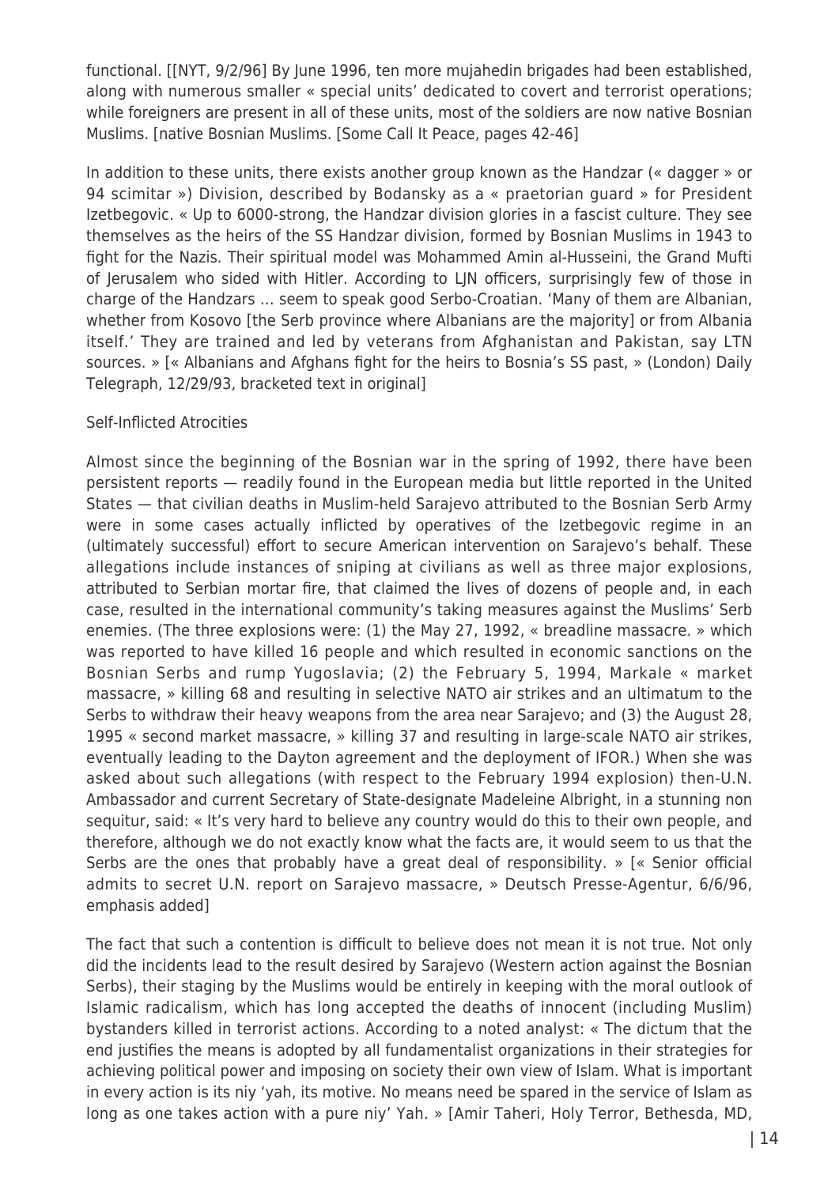functional. [[NYT, 9/2/96] By June 1996, ten more mujahedin brigades had been established, along with numerous smaller « special units' dedicated to covert and terrorist operations; while foreigners are present in all of these units, most of the soldiers are now native Bosnian Muslims. [native Bosnian Muslims. [Some Call It Peace, pages 42-46]

In addition to these units, there exists another group known as the Handzar (« dagger » or 94 scimitar ») Division, described by Bodansky as a « praetorian guard » for President Izetbegovic. « Up to 6000-strong, the Handzar division glories in a fascist culture. They see themselves as the heirs of the SS Handzar division, formed by Bosnian Muslims in 1943 to fight for the Nazis. Their spiritual model was Mohammed Amin al-Husseini, the Grand Mufti of Jerusalem who sided with Hitler. According to LJN officers, surprisingly few of those in charge of the Handzars … seem to speak good Serbo-Croatian. 'Many of them are Albanian, whether from Kosovo [the Serb province where Albanians are the majority] or from Albania itself.' They are trained and led by veterans from Afghanistan and Pakistan, say LTN sources. » [« Albanians and Afghans fight for the heirs to Bosnia's SS past, » (London) Daily Telegraph, 12/29/93, bracketed text in original]

Self-Inflicted Atrocities

Almost since the beginning of the Bosnian war in the spring of 1992, there have been persistent reports — readily found in the European media but little reported in the United States — that civilian deaths in Muslim-held Sarajevo attributed to the Bosnian Serb Army were in some cases actually inflicted by operatives of the Izetbegovic regime in an (ultimately successful) effort to secure American intervention on Sarajevo's behalf. These allegations include instances of sniping at civilians as well as three major explosions, attributed to Serbian mortar fire, that claimed the lives of dozens of people and, in each case, resulted in the international community's taking measures against the Muslims' Serb enemies. (The three explosions were: (1) the May 27, 1992, « breadline massacre. » which was reported to have killed 16 people and which resulted in economic sanctions on the Bosnian Serbs and rump Yugoslavia; (2) the February 5, 1994, Markale « market massacre, » killing 68 and resulting in selective NATO air strikes and an ultimatum to the Serbs to withdraw their heavy weapons from the area near Sarajevo; and (3) the August 28, 1995 « second market massacre, » killing 37 and resulting in large-scale NATO air strikes, eventually leading to the Dayton agreement and the deployment of IFOR.) When she was asked about such allegations (with respect to the February 1994 explosion) then-U.N. Ambassador and current Secretary of State-designate Madeleine Albright, in a stunning non sequitur, said: « It's very hard to believe any country would do this to their own people, and therefore, although we do not exactly know what the facts are, it would seem to us that the Serbs are the ones that probably have a great deal of responsibility. » [« Senior official admits to secret U.N. report on Sarajevo massacre, » Deutsch Presse-Agentur, 6/6/96, emphasis added]

The fact that such a contention is difficult to believe does not mean it is not true. Not only did the incidents lead to the result desired by Sarajevo (Western action against the Bosnian Serbs), their staging by the Muslims would be entirely in keeping with the moral outlook of Islamic radicalism, which has long accepted the deaths of innocent (including Muslim) bystanders killed in terrorist actions. According to a noted analyst: « The dictum that the end justifies the means is adopted by all fundamentalist organizations in their strategies for achieving political power and imposing on society their own view of Islam. What is important in every action is its niy 'yah, its motive. No means need be spared in the service of Islam as long as one takes action with a pure niy' Yah. » [Amir Taheri, Holy Terror, Bethesda, MD,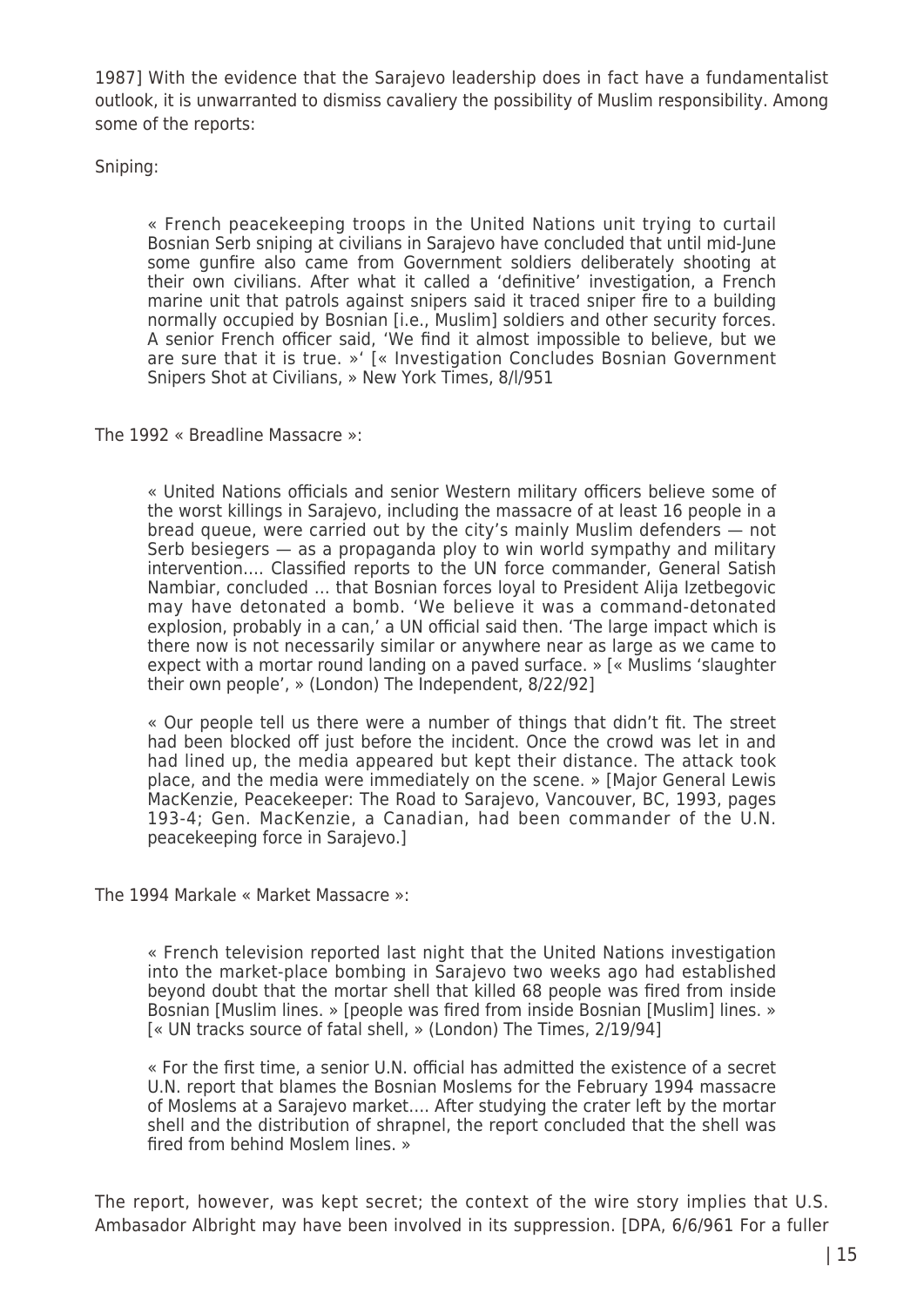1987] With the evidence that the Sarajevo leadership does in fact have a fundamentalist outlook, it is unwarranted to dismiss cavaliery the possibility of Muslim responsibility. Among some of the reports:

Sniping:

> « French peacekeeping troops in the United Nations unit trying to curtail Bosnian Serb sniping at civilians in Sarajevo have concluded that until mid-June some gunfire also came from Government soldiers deliberately shooting at their own civilians. After what it called a 'definitive' investigation, a French marine unit that patrols against snipers said it traced sniper fire to a building normally occupied by Bosnian [i.e., Muslim] soldiers and other security forces. A senior French officer said, 'We find it almost impossible to believe, but we are sure that it is true. »' [« Investigation Concludes Bosnian Government Snipers Shot at Civilians, » New York Times, 8/l/951

The 1992 « Breadline Massacre »:

> « United Nations officials and senior Western military officers believe some of the worst killings in Sarajevo, including the massacre of at least 16 people in a bread queue, were carried out by the city's mainly Muslim defenders — not Serb besiegers — as a propaganda ploy to win world sympathy and military intervention…. Classified reports to the UN force commander, General Satish Nambiar, concluded … that Bosnian forces loyal to President Alija Izetbegovic may have detonated a bomb. 'We believe it was a command-detonated explosion, probably in a can,' a UN official said then. 'The large impact which is there now is not necessarily similar or anywhere near as large as we came to expect with a mortar round landing on a paved surface. » [« Muslims 'slaughter their own people', » (London) The Independent, 8/22/92]
>
> « Our people tell us there were a number of things that didn't fit. The street had been blocked off just before the incident. Once the crowd was let in and had lined up, the media appeared but kept their distance. The attack took place, and the media were immediately on the scene. » [Major General Lewis MacKenzie, Peacekeeper: The Road to Sarajevo, Vancouver, BC, 1993, pages 193-4; Gen. MacKenzie, a Canadian, had been commander of the U.N. peacekeeping force in Sarajevo.]

The 1994 Markale « Market Massacre »:

> « French television reported last night that the United Nations investigation into the market-place bombing in Sarajevo two weeks ago had established beyond doubt that the mortar shell that killed 68 people was fired from inside Bosnian [Muslim lines. » [people was fired from inside Bosnian [Muslim] lines. » [« UN tracks source of fatal shell, » (London) The Times, 2/19/94]
>
> « For the first time, a senior U.N. official has admitted the existence of a secret U.N. report that blames the Bosnian Moslems for the February 1994 massacre of Moslems at a Sarajevo market…. After studying the crater left by the mortar shell and the distribution of shrapnel, the report concluded that the shell was fired from behind Moslem lines. »

The report, however, was kept secret; the context of the wire story implies that U.S. Ambasador Albright may have been involved in its suppression. [DPA, 6/6/961 For a fuller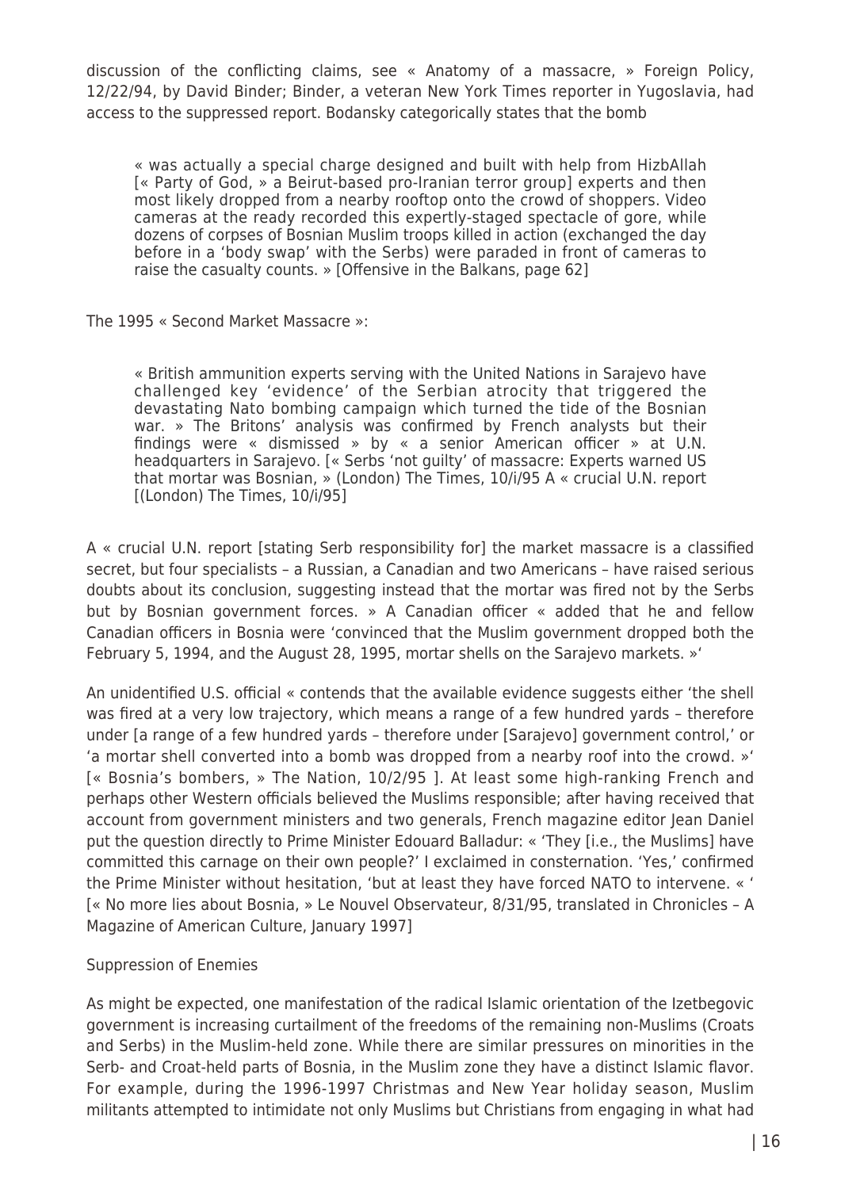discussion of the conflicting claims, see « Anatomy of a massacre, » Foreign Policy, 12/22/94, by David Binder; Binder, a veteran New York Times reporter in Yugoslavia, had access to the suppressed report. Bodansky categorically states that the bomb

> « was actually a special charge designed and built with help from HizbAllah [« Party of God, » a Beirut-based pro-Iranian terror group] experts and then most likely dropped from a nearby rooftop onto the crowd of shoppers. Video cameras at the ready recorded this expertly-staged spectacle of gore, while dozens of corpses of Bosnian Muslim troops killed in action (exchanged the day before in a 'body swap' with the Serbs) were paraded in front of cameras to raise the casualty counts. » [Offensive in the Balkans, page 62]

The 1995 « Second Market Massacre »:

> « British ammunition experts serving with the United Nations in Sarajevo have challenged key 'evidence' of the Serbian atrocity that triggered the devastating Nato bombing campaign which turned the tide of the Bosnian war. » The Britons' analysis was confirmed by French analysts but their findings were « dismissed » by « a senior American officer » at U.N. headquarters in Sarajevo. [« Serbs 'not guilty' of massacre: Experts warned US that mortar was Bosnian, » (London) The Times, 10/i/95 A « crucial U.N. report [(London) The Times, 10/i/95]

A « crucial U.N. report [stating Serb responsibility for] the market massacre is a classified secret, but four specialists – a Russian, a Canadian and two Americans – have raised serious doubts about its conclusion, suggesting instead that the mortar was fired not by the Serbs but by Bosnian government forces. » A Canadian officer « added that he and fellow Canadian officers in Bosnia were 'convinced that the Muslim government dropped both the February 5, 1994, and the August 28, 1995, mortar shells on the Sarajevo markets. »'

An unidentified U.S. official « contends that the available evidence suggests either 'the shell was fired at a very low trajectory, which means a range of a few hundred yards – therefore under [a range of a few hundred yards – therefore under [Sarajevo] government control,' or 'a mortar shell converted into a bomb was dropped from a nearby roof into the crowd. »' [« Bosnia's bombers, » The Nation, 10/2/95 ]. At least some high-ranking French and perhaps other Western officials believed the Muslims responsible; after having received that account from government ministers and two generals, French magazine editor Jean Daniel put the question directly to Prime Minister Edouard Balladur: « 'They [i.e., the Muslims] have committed this carnage on their own people?' I exclaimed in consternation. 'Yes,' confirmed the Prime Minister without hesitation, 'but at least they have forced NATO to intervene. « ' [« No more lies about Bosnia, » Le Nouvel Observateur, 8/31/95, translated in Chronicles – A Magazine of American Culture, January 1997]

Suppression of Enemies

As might be expected, one manifestation of the radical Islamic orientation of the Izetbegovic government is increasing curtailment of the freedoms of the remaining non-Muslims (Croats and Serbs) in the Muslim-held zone. While there are similar pressures on minorities in the Serb- and Croat-held parts of Bosnia, in the Muslim zone they have a distinct Islamic flavor. For example, during the 1996-1997 Christmas and New Year holiday season, Muslim militants attempted to intimidate not only Muslims but Christians from engaging in what had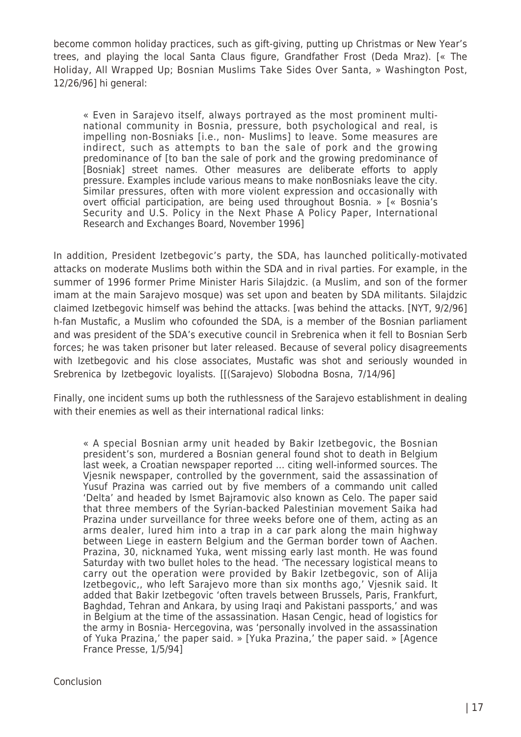become common holiday practices, such as gift-giving, putting up Christmas or New Year's trees, and playing the local Santa Claus figure, Grandfather Frost (Deda Mraz). [« The Holiday, All Wrapped Up; Bosnian Muslims Take Sides Over Santa, » Washington Post, 12/26/96] hi general:

> « Even in Sarajevo itself, always portrayed as the most prominent multi-national community in Bosnia, pressure, both psychological and real, is impelling non-Bosniaks [i.e., non- Muslims] to leave. Some measures are indirect, such as attempts to ban the sale of pork and the growing predominance of [to ban the sale of pork and the growing predominance of [Bosniak] street names. Other measures are deliberate efforts to apply pressure. Examples include various means to make nonBosniaks leave the city. Similar pressures, often with more violent expression and occasionally with overt official participation, are being used throughout Bosnia. » [« Bosnia's Security and U.S. Policy in the Next Phase A Policy Paper, International Research and Exchanges Board, November 1996]

In addition, President Izetbegovic's party, the SDA, has launched politically-motivated attacks on moderate Muslims both within the SDA and in rival parties. For example, in the summer of 1996 former Prime Minister Haris Silajdzic. (a Muslim, and son of the former imam at the main Sarajevo mosque) was set upon and beaten by SDA militants. Silajdzic claimed Izetbegovic himself was behind the attacks. [was behind the attacks. [NYT, 9/2/96] h-fan Mustafic, a Muslim who cofounded the SDA, is a member of the Bosnian parliament and was president of the SDA's executive council in Srebrenica when it fell to Bosnian Serb forces; he was taken prisoner but later released. Because of several policy disagreements with Izetbegovic and his close associates, Mustafic was shot and seriously wounded in Srebrenica by Izetbegovic loyalists. [[(Sarajevo) Slobodna Bosna, 7/14/96]

Finally, one incident sums up both the ruthlessness of the Sarajevo establishment in dealing with their enemies as well as their international radical links:

> « A special Bosnian army unit headed by Bakir Izetbegovic, the Bosnian president's son, murdered a Bosnian general found shot to death in Belgium last week, a Croatian newspaper reported … citing well-informed sources. The Vjesnik newspaper, controlled by the government, said the assassination of Yusuf Prazina was carried out by five members of a commando unit called 'Delta' and headed by Ismet Bajramovic also known as Celo. The paper said that three members of the Syrian-backed Palestinian movement Saika had Prazina under surveillance for three weeks before one of them, acting as an arms dealer, lured him into a trap in a car park along the main highway between Liege in eastern Belgium and the German border town of Aachen. Prazina, 30, nicknamed Yuka, went missing early last month. He was found Saturday with two bullet holes to the head. 'The necessary logistical means to carry out the operation were provided by Bakir Izetbegovic, son of Alija Izetbegovic,, who left Sarajevo more than six months ago,' Vjesnik said. It added that Bakir Izetbegovic 'often travels between Brussels, Paris, Frankfurt, Baghdad, Tehran and Ankara, by using Iraqi and Pakistani passports,' and was in Belgium at the time of the assassination. Hasan Cengic, head of logistics for the army in Bosnia- Hercegovina, was 'personally involved in the assassination of Yuka Prazina,' the paper said. » [Yuka Prazina,' the paper said. » [Agence France Presse, 1/5/94]

Conclusion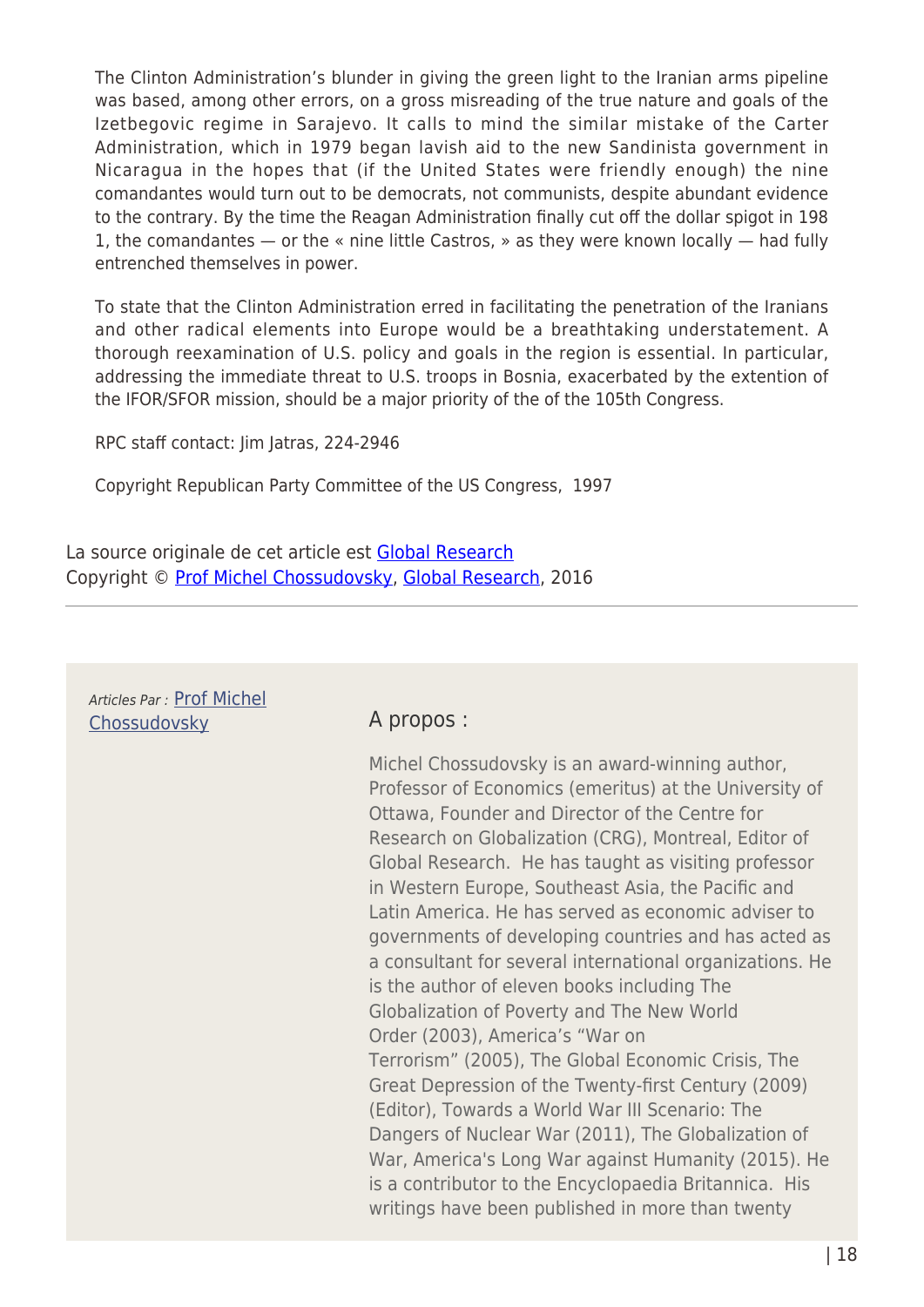The Clinton Administration's blunder in giving the green light to the Iranian arms pipeline was based, among other errors, on a gross misreading of the true nature and goals of the Izetbegovic regime in Sarajevo. It calls to mind the similar mistake of the Carter Administration, which in 1979 began lavish aid to the new Sandinista government in Nicaragua in the hopes that (if the United States were friendly enough) the nine comandantes would turn out to be democrats, not communists, despite abundant evidence to the contrary. By the time the Reagan Administration finally cut off the dollar spigot in 198 1, the comandantes — or the « nine little Castros, » as they were known locally — had fully entrenched themselves in power.

To state that the Clinton Administration erred in facilitating the penetration of the Iranians and other radical elements into Europe would be a breathtaking understatement. A thorough reexamination of U.S. policy and goals in the region is essential. In particular, addressing the immediate threat to U.S. troops in Bosnia, exacerbated by the extention of the IFOR/SFOR mission, should be a major priority of the of the 105th Congress.

RPC staff contact: Jim Jatras, 224-2946

Copyright Republican Party Committee of the US Congress, 1997

La source originale de cet article est [Global Research](#)
Copyright © [Prof Michel Chossudovsky](#), [Global Research](#), 2016

---

*Articles Par :* [Prof Michel Chossudovsky](#)

A propos :

Michel Chossudovsky is an award-winning author, Professor of Economics (emeritus) at the University of Ottawa, Founder and Director of the Centre for Research on Globalization (CRG), Montreal, Editor of Global Research. He has taught as visiting professor in Western Europe, Southeast Asia, the Pacific and Latin America. He has served as economic adviser to governments of developing countries and has acted as a consultant for several international organizations. He is the author of eleven books including The Globalization of Poverty and The New World Order (2003), America's "War on Terrorism" (2005), The Global Economic Crisis, The Great Depression of the Twenty-first Century (2009) (Editor), Towards a World War III Scenario: The Dangers of Nuclear War (2011), The Globalization of War, America's Long War against Humanity (2015). He is a contributor to the Encyclopaedia Britannica. His writings have been published in more than twenty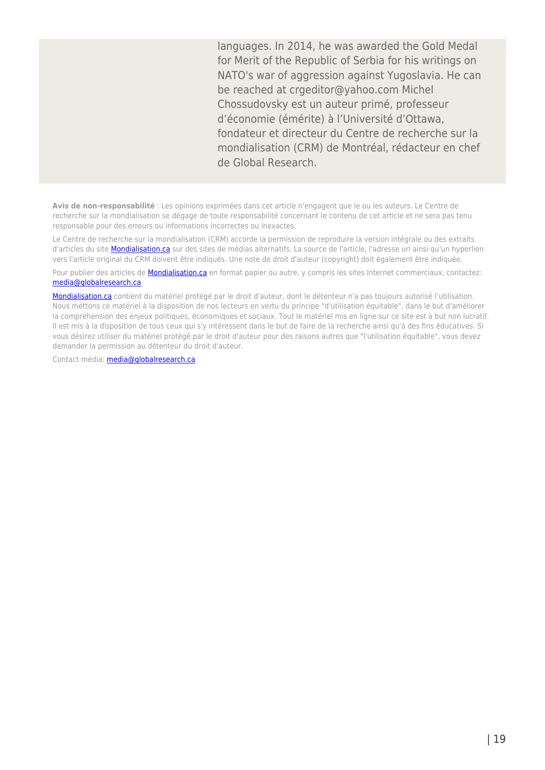languages. In 2014, he was awarded the Gold Medal for Merit of the Republic of Serbia for his writings on NATO's war of aggression against Yugoslavia. He can be reached at crgeditor@yahoo.com Michel Chossudovsky est un auteur primé, professeur d'économie (émérite) à l'Université d'Ottawa, fondateur et directeur du Centre de recherche sur la mondialisation (CRM) de Montréal, rédacteur en chef de Global Research.

**Avis de non-responsabilité** : Les opinions exprimées dans cet article n'engagent que le ou les auteurs. Le Centre de recherche sur la mondialisation se dégage de toute responsabilité concernant le contenu de cet article et ne sera pas tenu responsable pour des erreurs ou informations incorrectes ou inexactes.

Le Centre de recherche sur la mondialisation (CRM) accorde la permission de reproduire la version intégrale ou des extraits d'articles du site Mondialisation.ca sur des sites de médias alternatifs. La source de l'article, l'adresse url ainsi qu'un hyperlien vers l'article original du CRM doivent être indiqués. Une note de droit d'auteur (copyright) doit également être indiquée.

Pour publier des articles de Mondialisation.ca en format papier ou autre, y compris les sites Internet commerciaux, contactez: media@globalresearch.ca

Mondialisation.ca contient du matériel protégé par le droit d'auteur, dont le détenteur n'a pas toujours autorisé l'utilisation. Nous mettons ce matériel à la disposition de nos lecteurs en vertu du principe "d'utilisation équitable", dans le but d'améliorer la compréhension des enjeux politiques, économiques et sociaux. Tout le matériel mis en ligne sur ce site est à but non lucratif. Il est mis à la disposition de tous ceux qui s'y intéressent dans le but de faire de la recherche ainsi qu'à des fins éducatives. Si vous désirez utiliser du matériel protégé par le droit d'auteur pour des raisons autres que "l'utilisation équitable", vous devez demander la permission au détenteur du droit d'auteur.

Contact média: media@globalresearch.ca